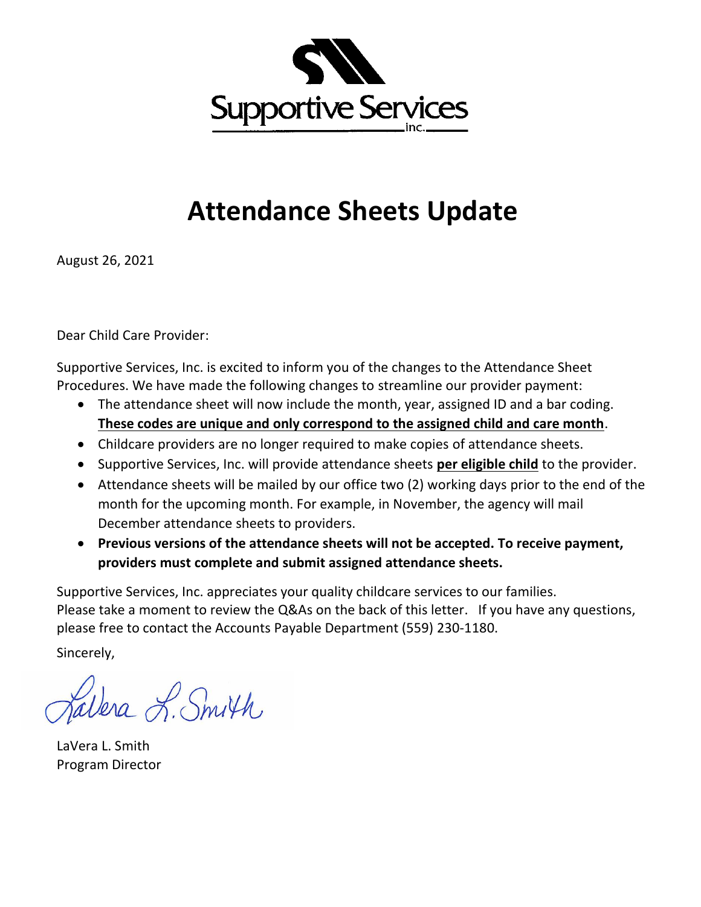Supportive Services inc.

# Attendance Sheets Update

August 26, 2021

Dear Child Care Provider:

Supportive Services, Inc. is excited to inform you of the changes to the Attendance Sheet Procedures. We have made the following changes to streamline our provider payment:

- The attendance sheet will now include the month, year, assigned ID and a bar coding. **These codes are unique and only correspond to the assigned child and care month**.
- Childcare providers are no longer required to make copies of attendance sheets.
- Supportive Services, Inc. will provide attendance sheets **per eligible child** to the provider.
- Attendance sheets will be mailed by our office two (2) working days prior to the end of the month for the upcoming month. For example, in November, the agency will mail December attendance sheets to providers.
- **Previous versions of the attendance sheets will not be accepted. To receive payment, providers must complete and submit assigned attendance sheets.**

Supportive Services, Inc. appreciates your quality childcare services to our families. Please take a moment to review the Q&As on the back of this letter. If you have any questions, please free to contact the Accounts Payable Department (559) 230-1180.

Sincerely,

LaVera L. Smith

LaVera L. Smith
Program Director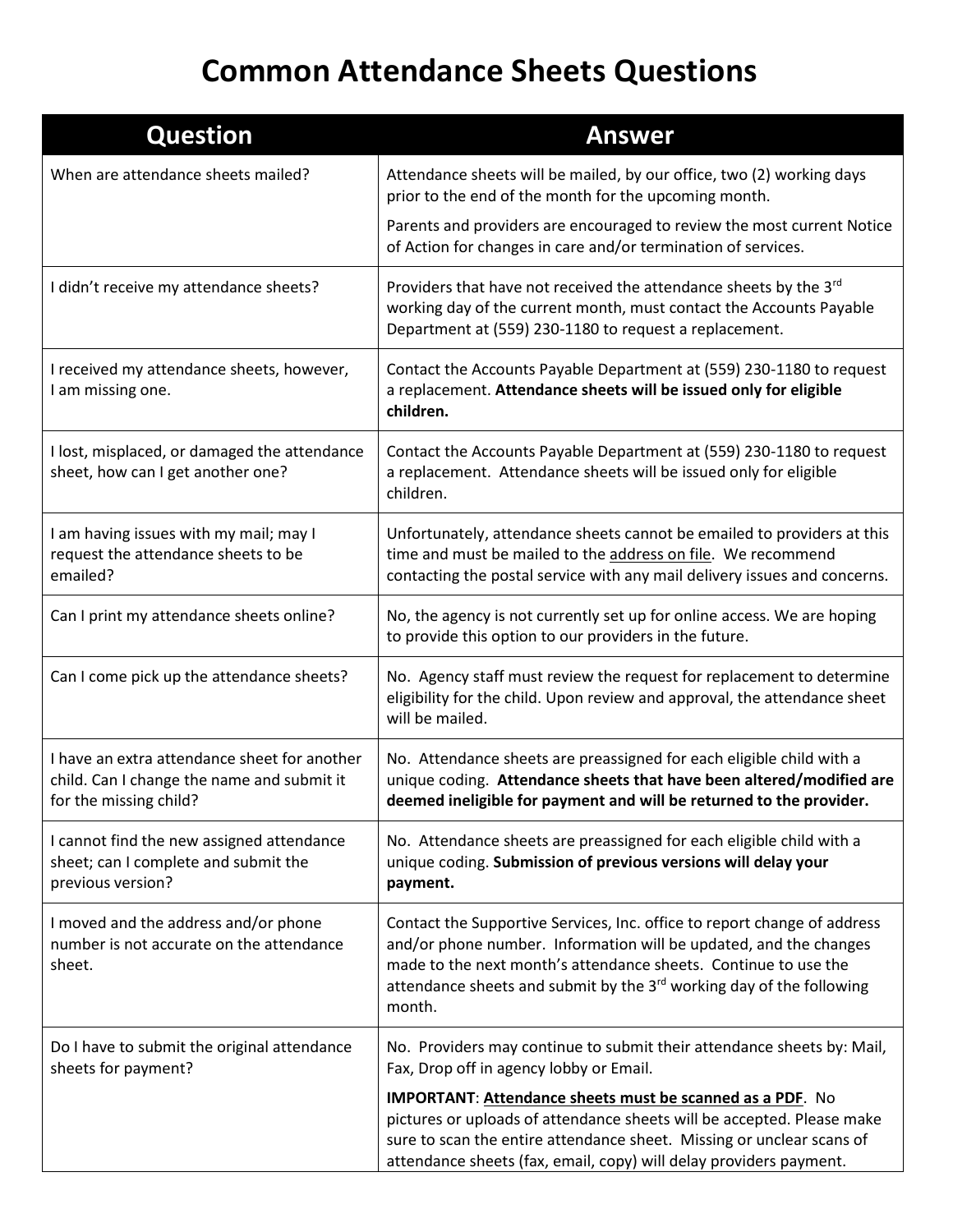# Common Attendance Sheets Questions

| Question | Answer |
|---|---|
| When are attendance sheets mailed? | Attendance sheets will be mailed, by our office, two (2) working days prior to the end of the month for the upcoming month.<br><br>Parents and providers are encouraged to review the most current Notice of Action for changes in care and/or termination of services. |
| I didn't receive my attendance sheets? | Providers that have not received the attendance sheets by the 3rd working day of the current month, must contact the Accounts Payable Department at (559) 230-1180 to request a replacement. |
| I received my attendance sheets, however, I am missing one. | Contact the Accounts Payable Department at (559) 230-1180 to request a replacement. **Attendance sheets will be issued only for eligible children.** |
| I lost, misplaced, or damaged the attendance sheet, how can I get another one? | Contact the Accounts Payable Department at (559) 230-1180 to request a replacement. Attendance sheets will be issued only for eligible children. |
| I am having issues with my mail; may I request the attendance sheets to be emailed? | Unfortunately, attendance sheets cannot be emailed to providers at this time and must be mailed to the <u>address on file</u>. We recommend contacting the postal service with any mail delivery issues and concerns. |
| Can I print my attendance sheets online? | No, the agency is not currently set up for online access. We are hoping to provide this option to our providers in the future. |
| Can I come pick up the attendance sheets? | No. Agency staff must review the request for replacement to determine eligibility for the child. Upon review and approval, the attendance sheet will be mailed. |
| I have an extra attendance sheet for another child. Can I change the name and submit it for the missing child? | No. Attendance sheets are preassigned for each eligible child with a unique coding. **Attendance sheets that have been altered/modified are deemed ineligible for payment and will be returned to the provider.** |
| I cannot find the new assigned attendance sheet; can I complete and submit the previous version? | No. Attendance sheets are preassigned for each eligible child with a unique coding. **Submission of previous versions will delay your payment.** |
| I moved and the address and/or phone number is not accurate on the attendance sheet. | Contact the Supportive Services, Inc. office to report change of address and/or phone number. Information will be updated, and the changes made to the next month's attendance sheets. Continue to use the attendance sheets and submit by the 3rd working day of the following month. |
| Do I have to submit the original attendance sheets for payment? | No. Providers may continue to submit their attendance sheets by: Mail, Fax, Drop off in agency lobby or Email.<br><br>**IMPORTANT**: **<u>Attendance sheets must be scanned as a PDF</u>**. No pictures or uploads of attendance sheets will be accepted. Please make sure to scan the entire attendance sheet. Missing or unclear scans of attendance sheets (fax, email, copy) will delay providers payment. |